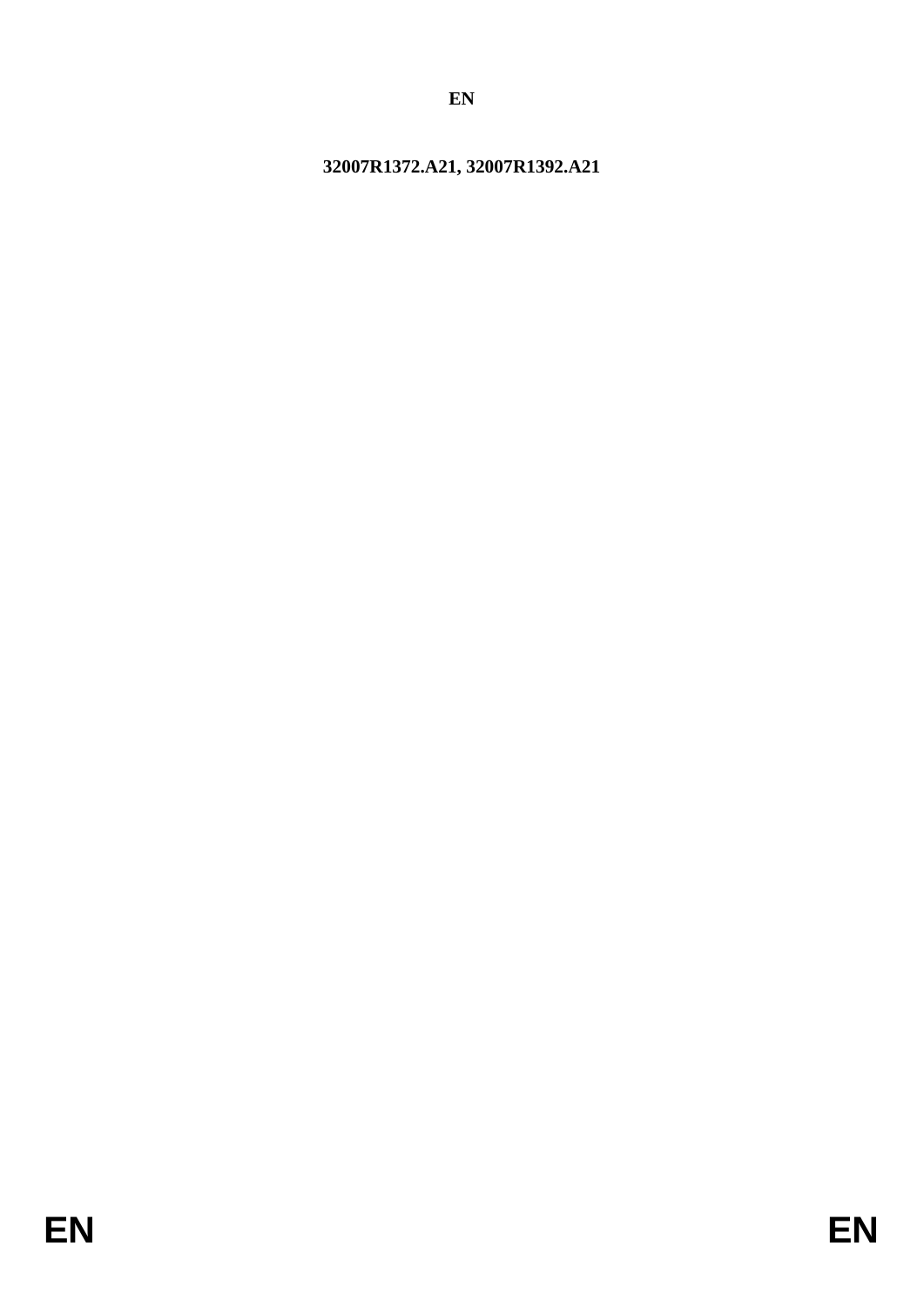**EN**

**32007R1372.A21, 32007R1392.A21**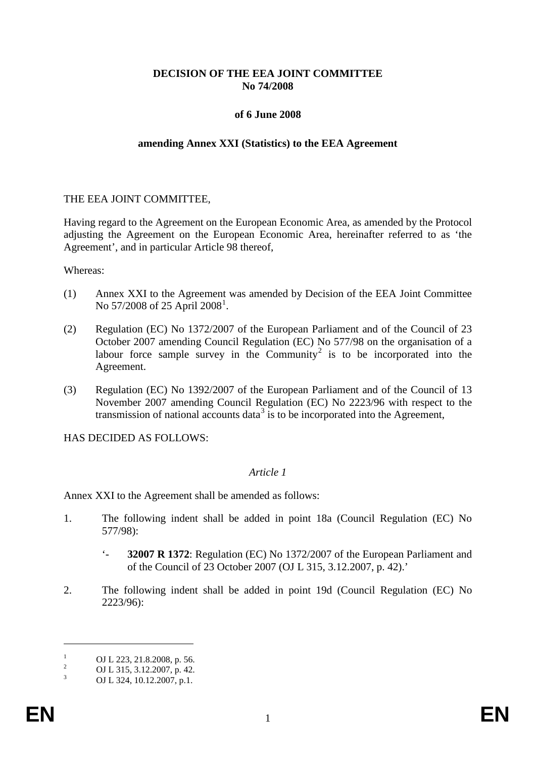**DECISION OF THE EEA JOINT COMMITTEE**
**No 74/2008**

**of 6 June 2008**

**amending Annex XXI (Statistics) to the EEA Agreement**

THE EEA JOINT COMMITTEE,

Having regard to the Agreement on the European Economic Area, as amended by the Protocol adjusting the Agreement on the European Economic Area, hereinafter referred to as 'the Agreement', and in particular Article 98 thereof,

Whereas:

(1) Annex XXI to the Agreement was amended by Decision of the EEA Joint Committee No 57/2008 of 25 April 2008[1].

(2) Regulation (EC) No 1372/2007 of the European Parliament and of the Council of 23 October 2007 amending Council Regulation (EC) No 577/98 on the organisation of a labour force sample survey in the Community[2] is to be incorporated into the Agreement.

(3) Regulation (EC) No 1392/2007 of the European Parliament and of the Council of 13 November 2007 amending Council Regulation (EC) No 2223/96 with respect to the transmission of national accounts data[3] is to be incorporated into the Agreement,

HAS DECIDED AS FOLLOWS:

*Article 1*

Annex XXI to the Agreement shall be amended as follows:

1. The following indent shall be added in point 18a (Council Regulation (EC) No 577/98):

   '- **32007 R 1372**: Regulation (EC) No 1372/2007 of the European Parliament and of the Council of 23 October 2007 (OJ L 315, 3.12.2007, p. 42).'

2. The following indent shall be added in point 19d (Council Regulation (EC) No 2223/96):

---

[1] OJ L 223, 21.8.2008, p. 56.
[2] OJ L 315, 3.12.2007, p. 42.
[3] OJ L 324, 10.12.2007, p.1.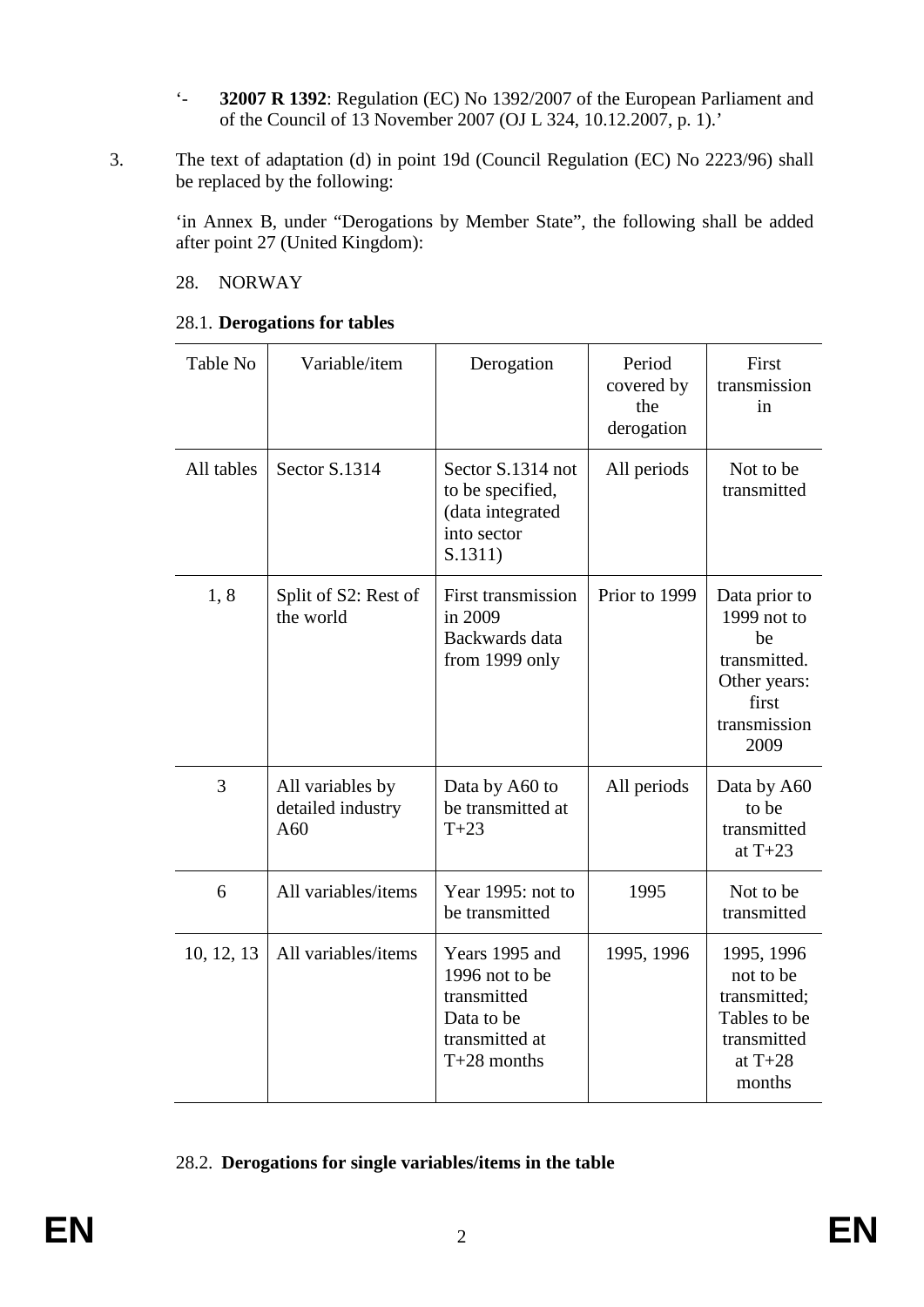'- **32007 R 1392**: Regulation (EC) No 1392/2007 of the European Parliament and of the Council of 13 November 2007 (OJ L 324, 10.12.2007, p. 1).'

3. The text of adaptation (d) in point 19d (Council Regulation (EC) No 2223/96) shall be replaced by the following:

'in Annex B, under "Derogations by Member State", the following shall be added after point 27 (United Kingdom):

28. NORWAY

28.1. **Derogations for tables**

| Table No | Variable/item | Derogation | Period covered by the derogation | First transmission in |
|---|---|---|---|---|
| All tables | Sector S.1314 | Sector S.1314 not to be specified, (data integrated into sector S.1311) | All periods | Not to be transmitted |
| 1, 8 | Split of S2: Rest of the world | First transmission in 2009 Backwards data from 1999 only | Prior to 1999 | Data prior to 1999 not to be transmitted. Other years: first transmission 2009 |
| 3 | All variables by detailed industry A60 | Data by A60 to be transmitted at T+23 | All periods | Data by A60 to be transmitted at T+23 |
| 6 | All variables/items | Year 1995: not to be transmitted | 1995 | Not to be transmitted |
| 10, 12, 13 | All variables/items | Years 1995 and 1996 not to be transmitted Data to be transmitted at T+28 months | 1995, 1996 | 1995, 1996 not to be transmitted; Tables to be transmitted at T+28 months |

28.2. **Derogations for single variables/items in the table**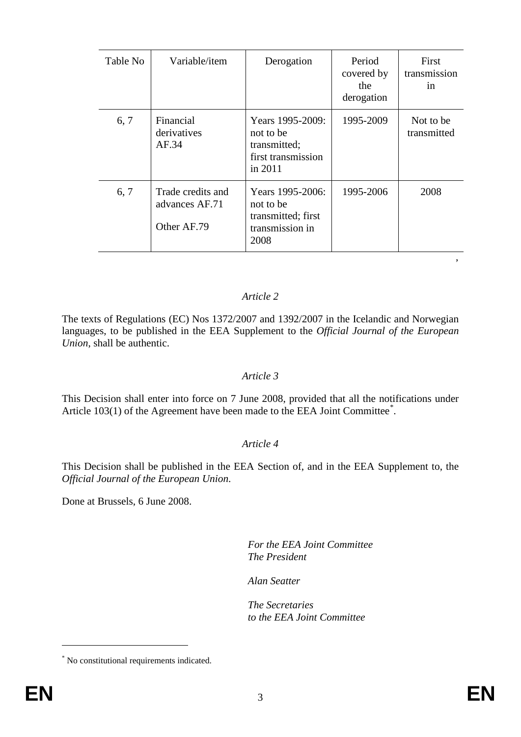| Table No | Variable/item | Derogation | Period covered by the derogation | First transmission in |
|---|---|---|---|---|
| 6, 7 | Financial derivatives AF.34 | Years 1995-2009: not to be transmitted; first transmission in 2011 | 1995-2009 | Not to be transmitted |
| 6, 7 | Trade credits and advances AF.71<br><br>Other AF.79 | Years 1995-2006: not to be transmitted; first transmission in 2008 | 1995-2006 | 2008 |

'

*Article 2*

The texts of Regulations (EC) Nos 1372/2007 and 1392/2007 in the Icelandic and Norwegian languages, to be published in the EEA Supplement to the *Official Journal of the European Union*, shall be authentic.

*Article 3*

This Decision shall enter into force on 7 June 2008, provided that all the notifications under Article 103(1) of the Agreement have been made to the EEA Joint Committee[*].

*Article 4*

This Decision shall be published in the EEA Section of, and in the EEA Supplement to, the *Official Journal of the European Union*.

Done at Brussels, 6 June 2008.

*For the EEA Joint Committee*
*The President*

*Alan Seatter*

*The Secretaries*
*to the EEA Joint Committee*

[*] No constitutional requirements indicated.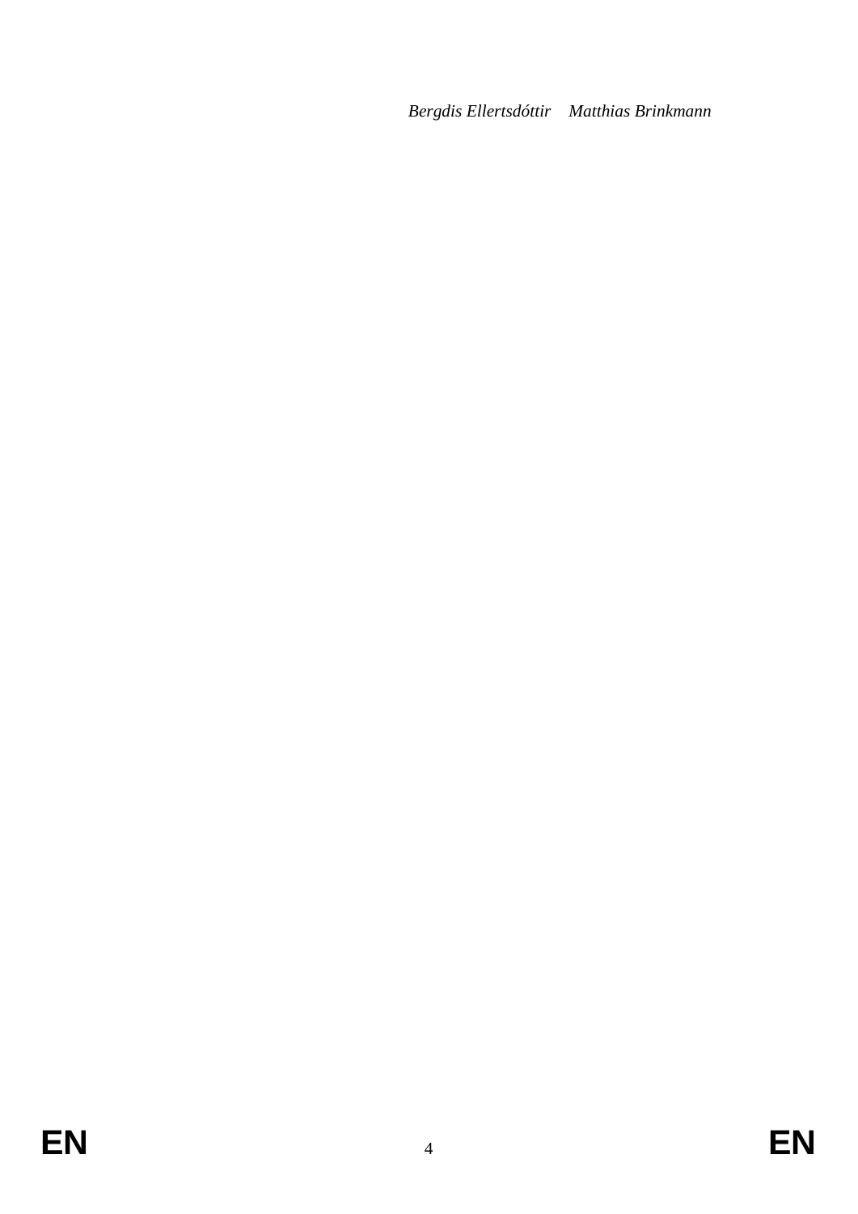*Bergdis Ellertsdóttir    Matthias Brinkmann*